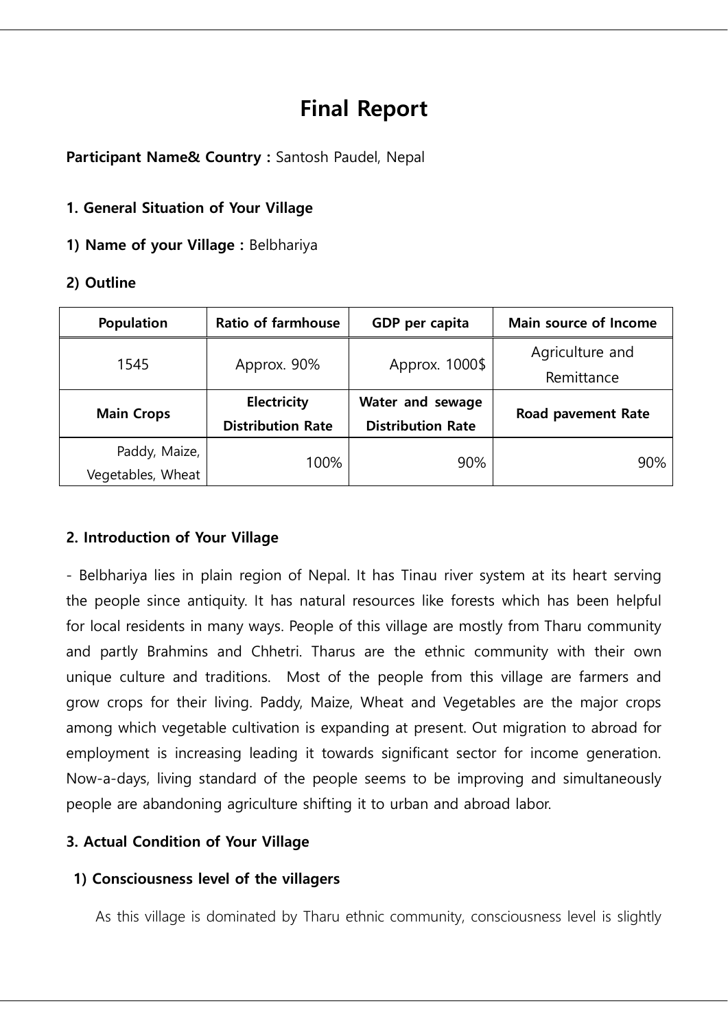# Final Report

**Participant Name& Country :** Santosh Paudel, Nepal

**1. General Situation of Your Village**

**1) Name of your Village :** Belbhariya

**2) Outline**

| Population | Ratio of farmhouse | GDP per capita | Main source of Income |
|---|---|---|---|
| 1545 | Approx. 90% | Approx. 1000$ | Agriculture and Remittance |
| **Main Crops** | **Electricity Distribution Rate** | **Water and sewage Distribution Rate** | **Road pavement Rate** |
| Paddy, Maize, Vegetables, Wheat | 100% | 90% | 90% |

**2. Introduction of Your Village**

- Belbhariya lies in plain region of Nepal. It has Tinau river system at its heart serving the people since antiquity. It has natural resources like forests which has been helpful for local residents in many ways. People of this village are mostly from Tharu community and partly Brahmins and Chhetri. Tharus are the ethnic community with their own unique culture and traditions. Most of the people from this village are farmers and grow crops for their living. Paddy, Maize, Wheat and Vegetables are the major crops among which vegetable cultivation is expanding at present. Out migration to abroad for employment is increasing leading it towards significant sector for income generation. Now-a-days, living standard of the people seems to be improving and simultaneously people are abandoning agriculture shifting it to urban and abroad labor.

**3. Actual Condition of Your Village**

**1) Consciousness level of the villagers**

As this village is dominated by Tharu ethnic community, consciousness level is slightly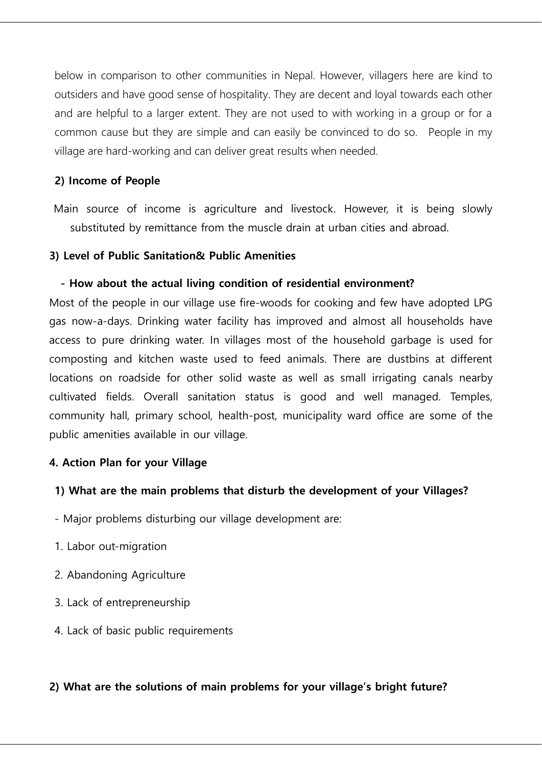below in comparison to other communities in Nepal. However, villagers here are kind to outsiders and have good sense of hospitality. They are decent and loyal towards each other and are helpful to a larger extent. They are not used to with working in a group or for a common cause but they are simple and can easily be convinced to do so. People in my village are hard-working and can deliver great results when needed.

**2) Income of People**

Main source of income is agriculture and livestock. However, it is being slowly substituted by remittance from the muscle drain at urban cities and abroad.

**3) Level of Public Sanitation& Public Amenities**

**- How about the actual living condition of residential environment?**

Most of the people in our village use fire-woods for cooking and few have adopted LPG gas now-a-days. Drinking water facility has improved and almost all households have access to pure drinking water. In villages most of the household garbage is used for composting and kitchen waste used to feed animals. There are dustbins at different locations on roadside for other solid waste as well as small irrigating canals nearby cultivated fields. Overall sanitation status is good and well managed. Temples, community hall, primary school, health-post, municipality ward office are some of the public amenities available in our village.

**4. Action Plan for your Village**

**1) What are the main problems that disturb the development of your Villages?**

- Major problems disturbing our village development are:

1. Labor out-migration
2. Abandoning Agriculture
3. Lack of entrepreneurship
4. Lack of basic public requirements

**2) What are the solutions of main problems for your village's bright future?**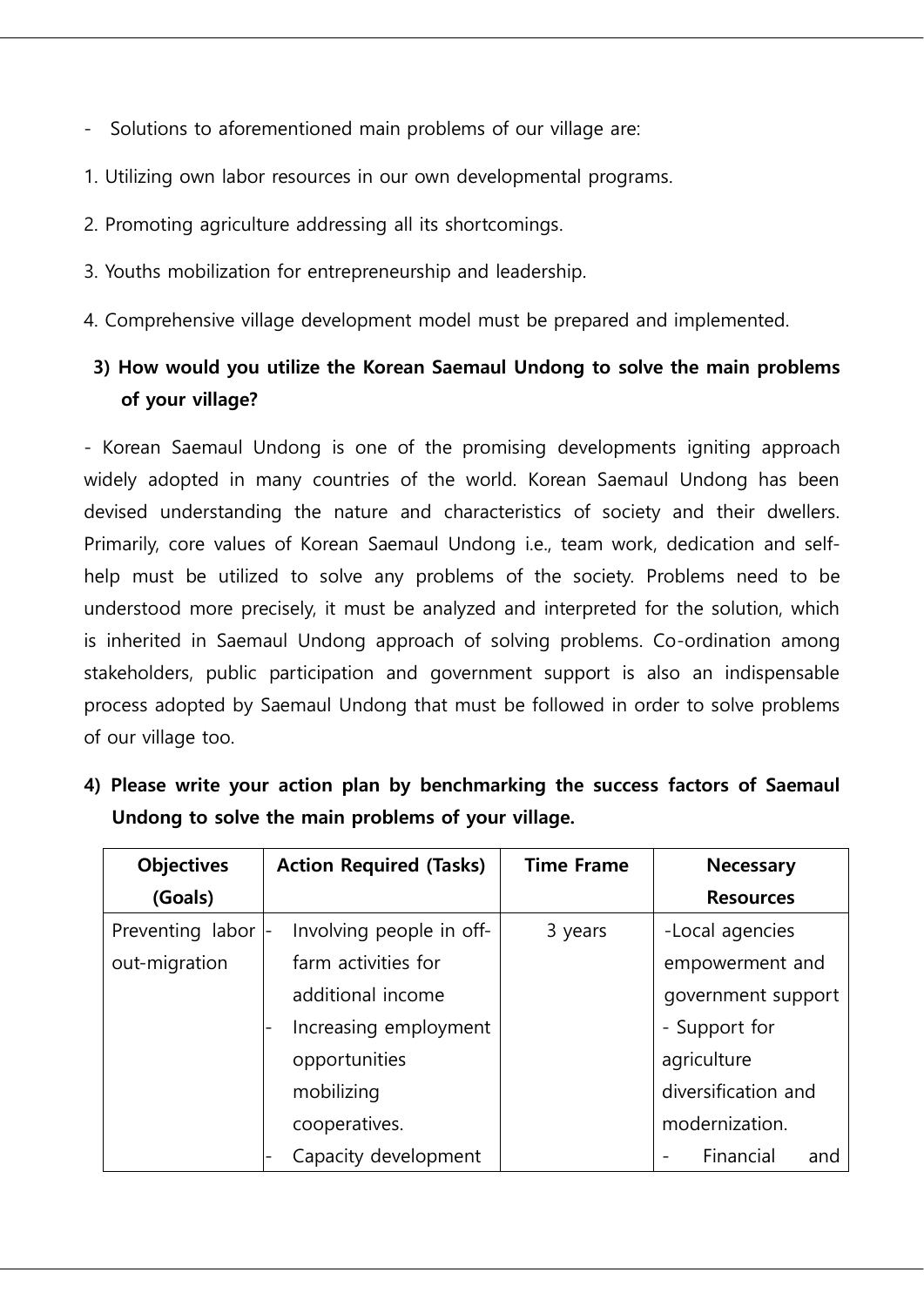- Solutions to aforementioned main problems of our village are:

1. Utilizing own labor resources in our own developmental programs.
2. Promoting agriculture addressing all its shortcomings.
3. Youths mobilization for entrepreneurship and leadership.
4. Comprehensive village development model must be prepared and implemented.

**3) How would you utilize the Korean Saemaul Undong to solve the main problems of your village?**

- Korean Saemaul Undong is one of the promising developments igniting approach widely adopted in many countries of the world. Korean Saemaul Undong has been devised understanding the nature and characteristics of society and their dwellers. Primarily, core values of Korean Saemaul Undong i.e., team work, dedication and self-help must be utilized to solve any problems of the society. Problems need to be understood more precisely, it must be analyzed and interpreted for the solution, which is inherited in Saemaul Undong approach of solving problems. Co-ordination among stakeholders, public participation and government support is also an indispensable process adopted by Saemaul Undong that must be followed in order to solve problems of our village too.

**4) Please write your action plan by benchmarking the success factors of Saemaul Undong to solve the main problems of your village.**

| Objectives (Goals) | Action Required (Tasks) | Time Frame | Necessary Resources |
|---|---|---|---|
| Preventing labor out-migration | - Involving people in off-farm activities for additional income<br>- Increasing employment opportunities mobilizing cooperatives.<br>- Capacity development | 3 years | -Local agencies empowerment and government support<br>- Support for agriculture diversification and modernization.<br>- Financial and |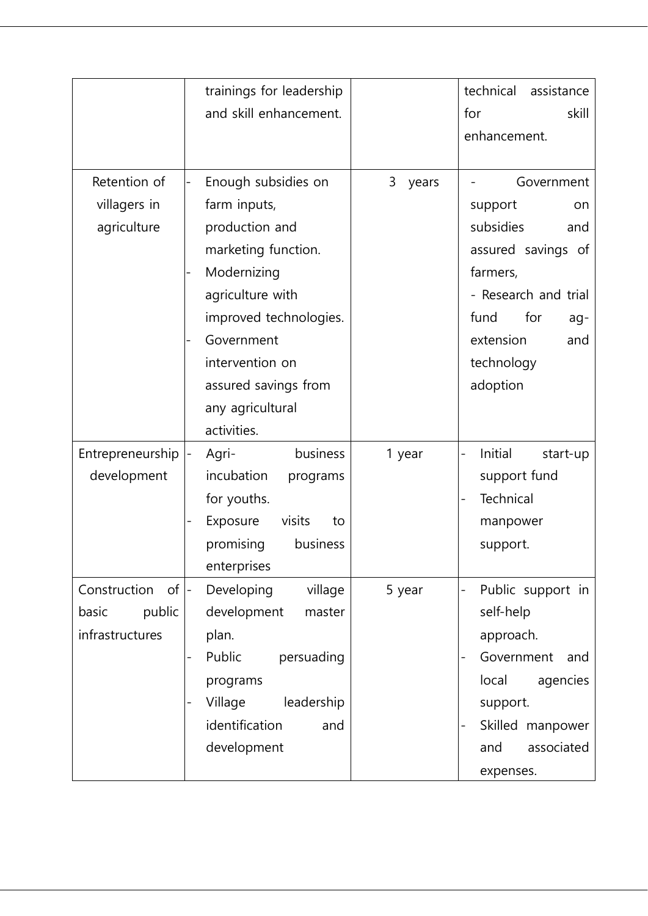| | | | |
|---|---|---|---|
| | trainings for leadership and skill enhancement. | | technical assistance for skill enhancement. |
| Retention of villagers in agriculture | - Enough subsidies on farm inputs, production and marketing function.<br>- Modernizing agriculture with improved technologies.<br>- Government intervention on assured savings from any agricultural activities. | 3 years | - Government support on subsidies and assured savings of farmers,<br>- Research and trial fund for ag-extension and technology adoption |
| Entrepreneurship development | - Agri-business incubation programs for youths.<br>- Exposure visits to promising business enterprises | 1 year | - Initial start-up support fund<br>- Technical manpower support. |
| Construction of basic public infrastructures | - Developing village development master plan.<br>- Public persuading programs<br>- Village leadership identification and development | 5 year | - Public support in self-help approach.<br>- Government and local agencies support.<br>- Skilled manpower and associated expenses. |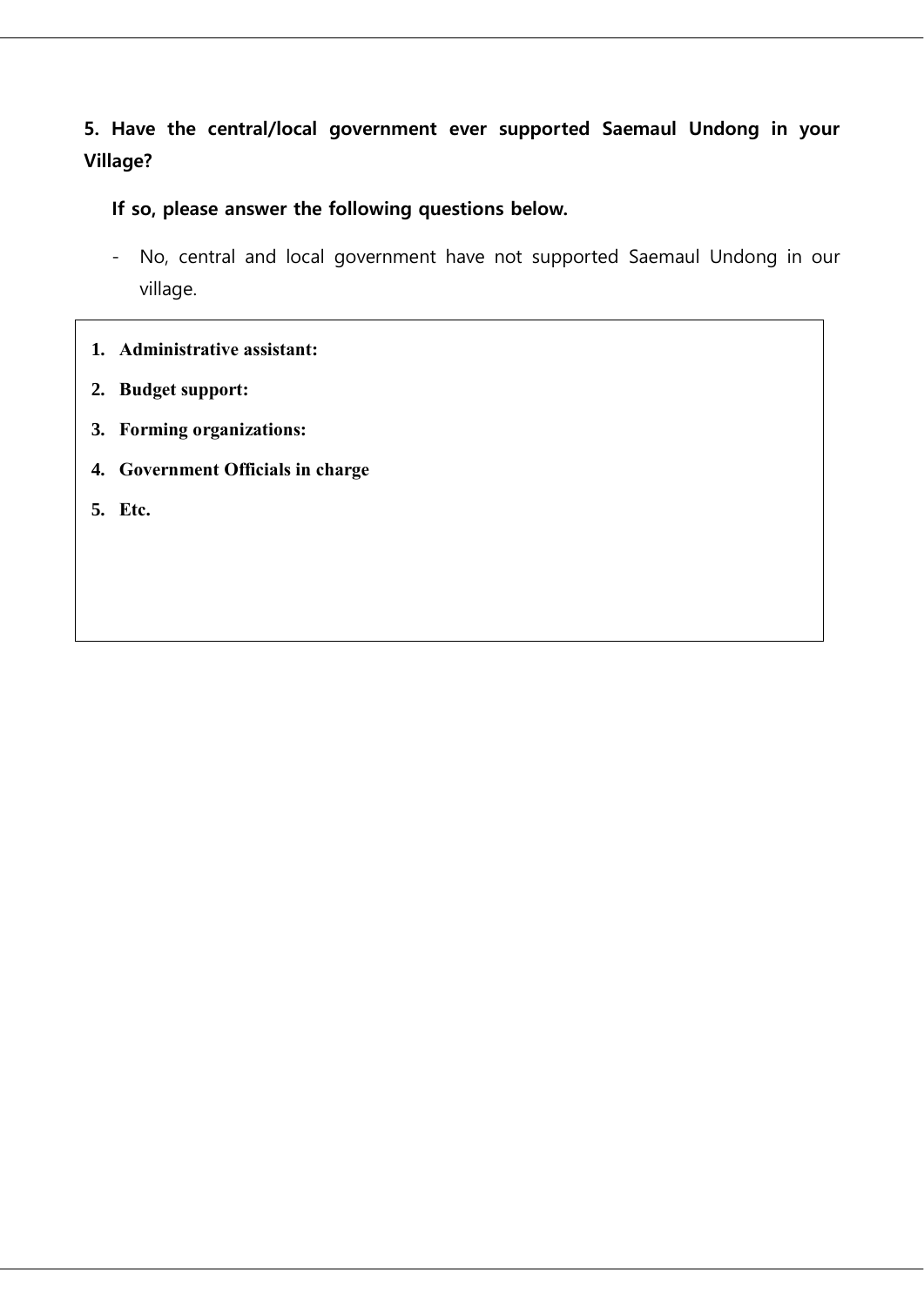**5. Have the central/local government ever supported Saemaul Undong in your Village?**

**If so, please answer the following questions below.**

- No, central and local government have not supported Saemaul Undong in our village.

1. **Administrative assistant:**
2. **Budget support:**
3. **Forming organizations:**
4. **Government Officials in charge**
5. **Etc.**